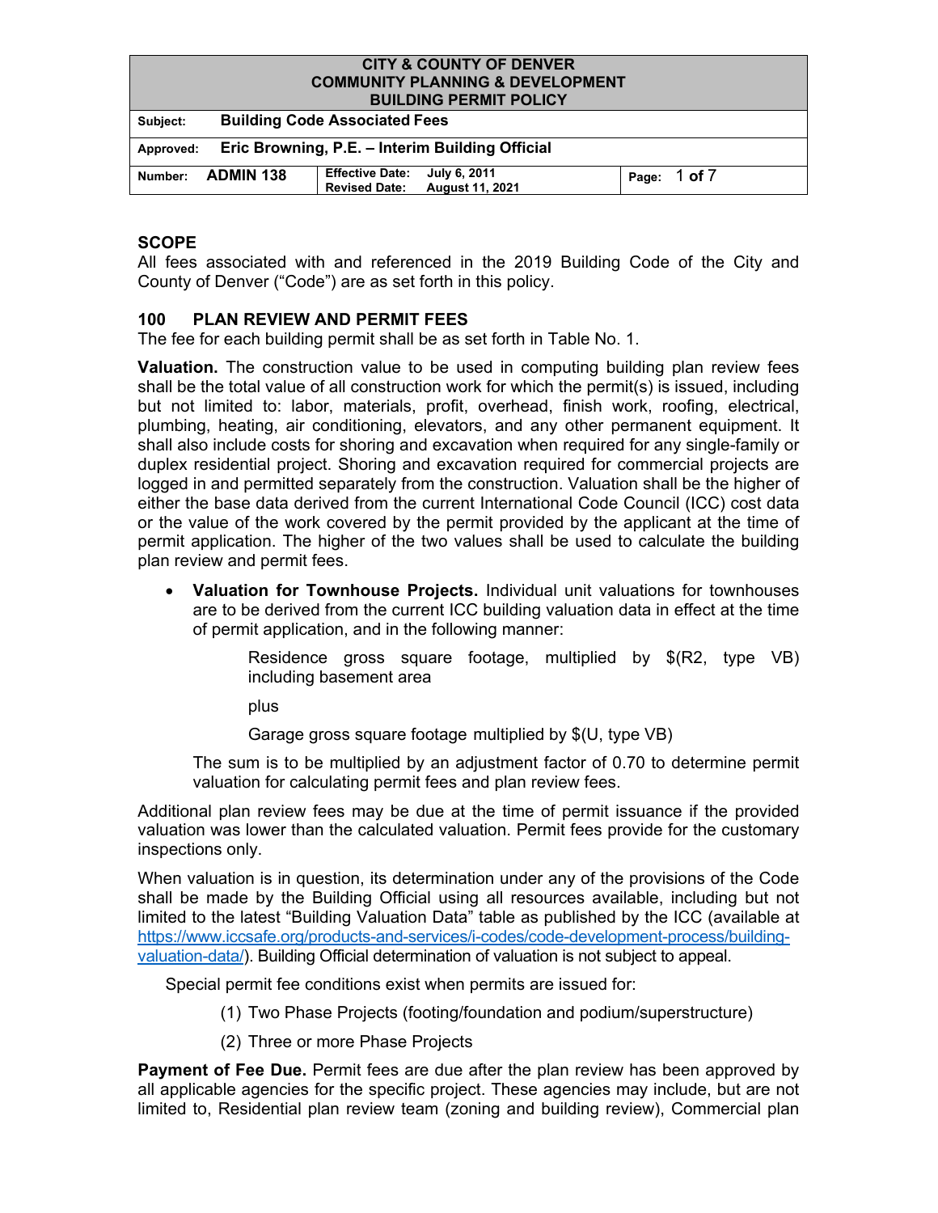| CITY & COUNTY OF DENVER<br>COMMUNITY PLANNING & DEVELOPMENT<br>BUILDING PERMIT POLICY | | |
|---|---|---|
| **Subject:** Building Code Associated Fees | | |
| **Approved:** Eric Browning, P.E. – Interim Building Official | | |
| **Number:** ADMIN 138 | **Effective Date:** July 6, 2011<br>**Revised Date:** August 11, 2021 | **Page:** 1 of 7 |

## SCOPE

All fees associated with and referenced in the 2019 Building Code of the City and County of Denver ("Code") are as set forth in this policy.

## 100 PLAN REVIEW AND PERMIT FEES

The fee for each building permit shall be as set forth in Table No. 1.

**Valuation.** The construction value to be used in computing building plan review fees shall be the total value of all construction work for which the permit(s) is issued, including but not limited to: labor, materials, profit, overhead, finish work, roofing, electrical, plumbing, heating, air conditioning, elevators, and any other permanent equipment. It shall also include costs for shoring and excavation when required for any single-family or duplex residential project. Shoring and excavation required for commercial projects are logged in and permitted separately from the construction. Valuation shall be the higher of either the base data derived from the current International Code Council (ICC) cost data or the value of the work covered by the permit provided by the applicant at the time of permit application. The higher of the two values shall be used to calculate the building plan review and permit fees.

- **Valuation for Townhouse Projects.** Individual unit valuations for townhouses are to be derived from the current ICC building valuation data in effect at the time of permit application, and in the following manner:

  > Residence gross square footage, multiplied by \$(R2, type VB) including basement area
  >
  > plus
  >
  > Garage gross square footage multiplied by \$(U, type VB)

  The sum is to be multiplied by an adjustment factor of 0.70 to determine permit valuation for calculating permit fees and plan review fees.

Additional plan review fees may be due at the time of permit issuance if the provided valuation was lower than the calculated valuation. Permit fees provide for the customary inspections only.

When valuation is in question, its determination under any of the provisions of the Code shall be made by the Building Official using all resources available, including but not limited to the latest "Building Valuation Data" table as published by the ICC (available at [https://www.iccsafe.org/products-and-services/i-codes/code-development-process/building-valuation-data/](https://www.iccsafe.org/products-and-services/i-codes/code-development-process/building-valuation-data/)). Building Official determination of valuation is not subject to appeal.

Special permit fee conditions exist when permits are issued for:

1. Two Phase Projects (footing/foundation and podium/superstructure)
2. Three or more Phase Projects

**Payment of Fee Due.** Permit fees are due after the plan review has been approved by all applicable agencies for the specific project. These agencies may include, but are not limited to, Residential plan review team (zoning and building review), Commercial plan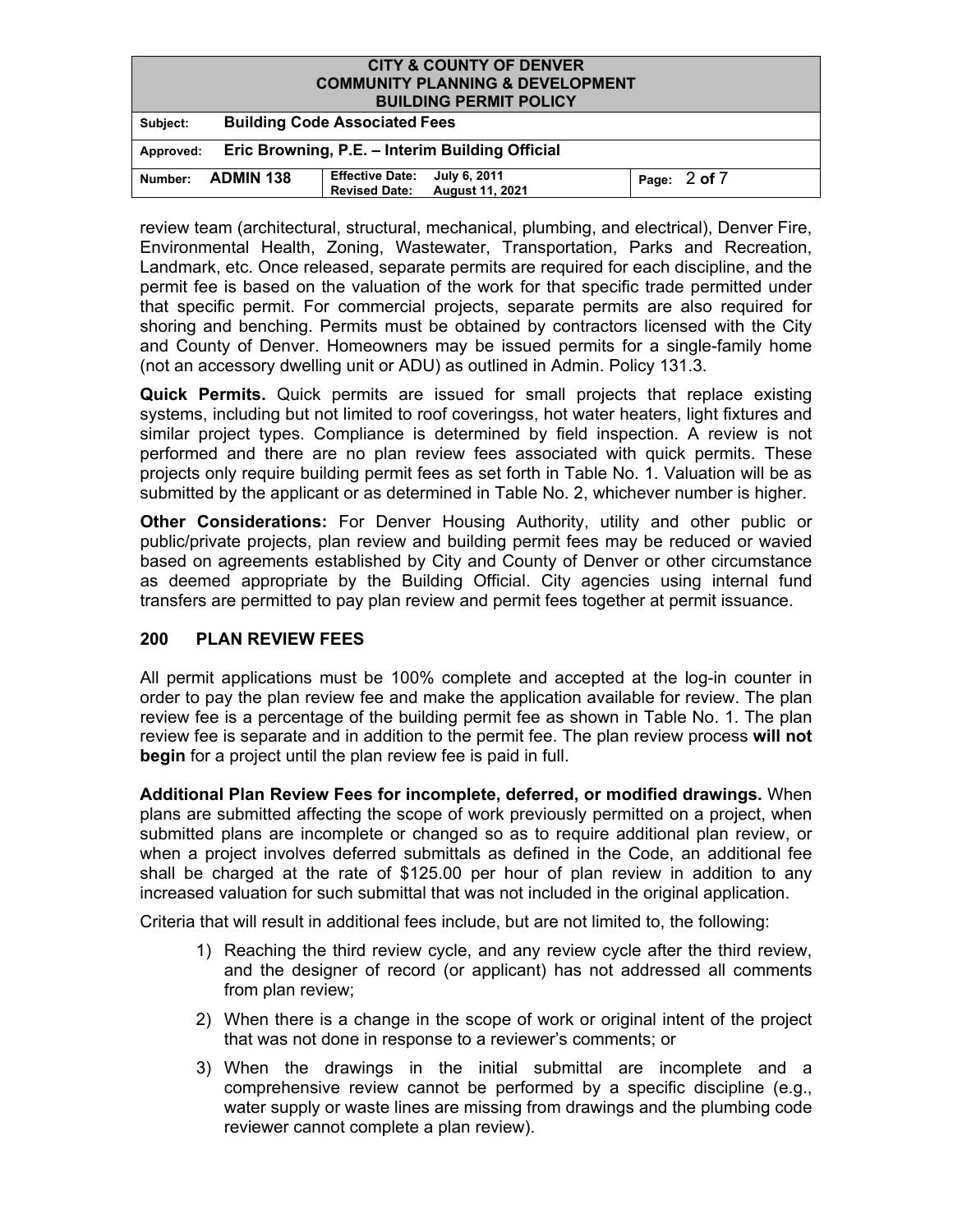review team (architectural, structural, mechanical, plumbing, and electrical), Denver Fire, Environmental Health, Zoning, Wastewater, Transportation, Parks and Recreation, Landmark, etc. Once released, separate permits are required for each discipline, and the permit fee is based on the valuation of the work for that specific trade permitted under that specific permit. For commercial projects, separate permits are also required for shoring and benching. Permits must be obtained by contractors licensed with the City and County of Denver. Homeowners may be issued permits for a single-family home (not an accessory dwelling unit or ADU) as outlined in Admin. Policy 131.3.

**Quick Permits.** Quick permits are issued for small projects that replace existing systems, including but not limited to roof coveringss, hot water heaters, light fixtures and similar project types. Compliance is determined by field inspection. A review is not performed and there are no plan review fees associated with quick permits. These projects only require building permit fees as set forth in Table No. 1. Valuation will be as submitted by the applicant or as determined in Table No. 2, whichever number is higher.

**Other Considerations:** For Denver Housing Authority, utility and other public or public/private projects, plan review and building permit fees may be reduced or wavied based on agreements established by City and County of Denver or other circumstance as deemed appropriate by the Building Official. City agencies using internal fund transfers are permitted to pay plan review and permit fees together at permit issuance.

## 200 PLAN REVIEW FEES

All permit applications must be 100% complete and accepted at the log-in counter in order to pay the plan review fee and make the application available for review. The plan review fee is a percentage of the building permit fee as shown in Table No. 1. The plan review fee is separate and in addition to the permit fee. The plan review process **will not begin** for a project until the plan review fee is paid in full.

**Additional Plan Review Fees for incomplete, deferred, or modified drawings.** When plans are submitted affecting the scope of work previously permitted on a project, when submitted plans are incomplete or changed so as to require additional plan review, or when a project involves deferred submittals as defined in the Code, an additional fee shall be charged at the rate of $125.00 per hour of plan review in addition to any increased valuation for such submittal that was not included in the original application.

Criteria that will result in additional fees include, but are not limited to, the following:

1) Reaching the third review cycle, and any review cycle after the third review, and the designer of record (or applicant) has not addressed all comments from plan review;
2) When there is a change in the scope of work or original intent of the project that was not done in response to a reviewer's comments; or
3) When the drawings in the initial submittal are incomplete and a comprehensive review cannot be performed by a specific discipline (e.g., water supply or waste lines are missing from drawings and the plumbing code reviewer cannot complete a plan review).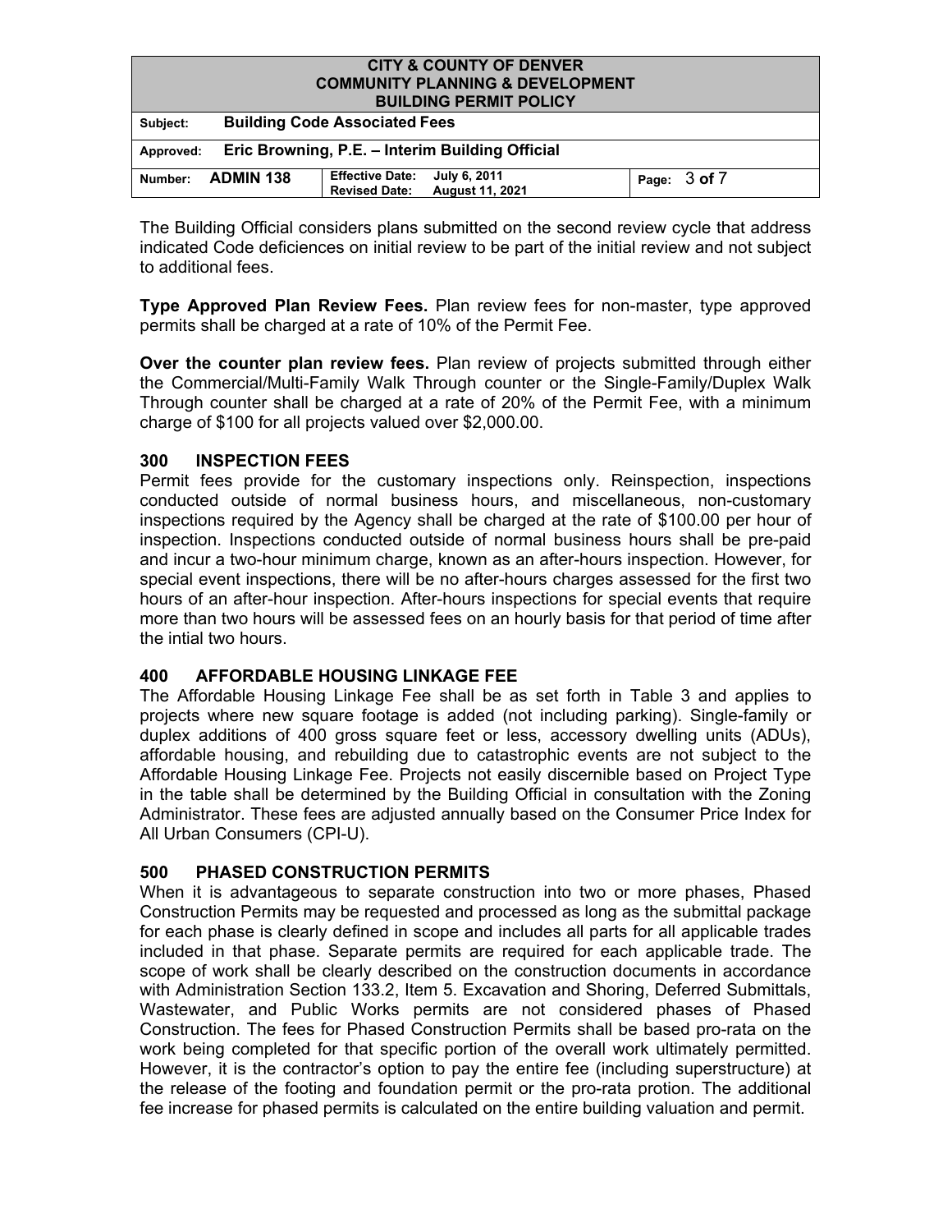The Building Official considers plans submitted on the second review cycle that address indicated Code deficiences on initial review to be part of the initial review and not subject to additional fees.

**Type Approved Plan Review Fees.** Plan review fees for non-master, type approved permits shall be charged at a rate of 10% of the Permit Fee.

**Over the counter plan review fees.** Plan review of projects submitted through either the Commercial/Multi-Family Walk Through counter or the Single-Family/Duplex Walk Through counter shall be charged at a rate of 20% of the Permit Fee, with a minimum charge of $100 for all projects valued over $2,000.00.

## 300 INSPECTION FEES

Permit fees provide for the customary inspections only. Reinspection, inspections conducted outside of normal business hours, and miscellaneous, non-customary inspections required by the Agency shall be charged at the rate of $100.00 per hour of inspection. Inspections conducted outside of normal business hours shall be pre-paid and incur a two-hour minimum charge, known as an after-hours inspection. However, for special event inspections, there will be no after-hours charges assessed for the first two hours of an after-hour inspection. After-hours inspections for special events that require more than two hours will be assessed fees on an hourly basis for that period of time after the intial two hours.

## 400 AFFORDABLE HOUSING LINKAGE FEE

The Affordable Housing Linkage Fee shall be as set forth in Table 3 and applies to projects where new square footage is added (not including parking). Single-family or duplex additions of 400 gross square feet or less, accessory dwelling units (ADUs), affordable housing, and rebuilding due to catastrophic events are not subject to the Affordable Housing Linkage Fee. Projects not easily discernible based on Project Type in the table shall be determined by the Building Official in consultation with the Zoning Administrator. These fees are adjusted annually based on the Consumer Price Index for All Urban Consumers (CPI-U).

## 500 PHASED CONSTRUCTION PERMITS

When it is advantageous to separate construction into two or more phases, Phased Construction Permits may be requested and processed as long as the submittal package for each phase is clearly defined in scope and includes all parts for all applicable trades included in that phase. Separate permits are required for each applicable trade. The scope of work shall be clearly described on the construction documents in accordance with Administration Section 133.2, Item 5. Excavation and Shoring, Deferred Submittals, Wastewater, and Public Works permits are not considered phases of Phased Construction. The fees for Phased Construction Permits shall be based pro-rata on the work being completed for that specific portion of the overall work ultimately permitted. However, it is the contractor's option to pay the entire fee (including superstructure) at the release of the footing and foundation permit or the pro-rata protion. The additional fee increase for phased permits is calculated on the entire building valuation and permit.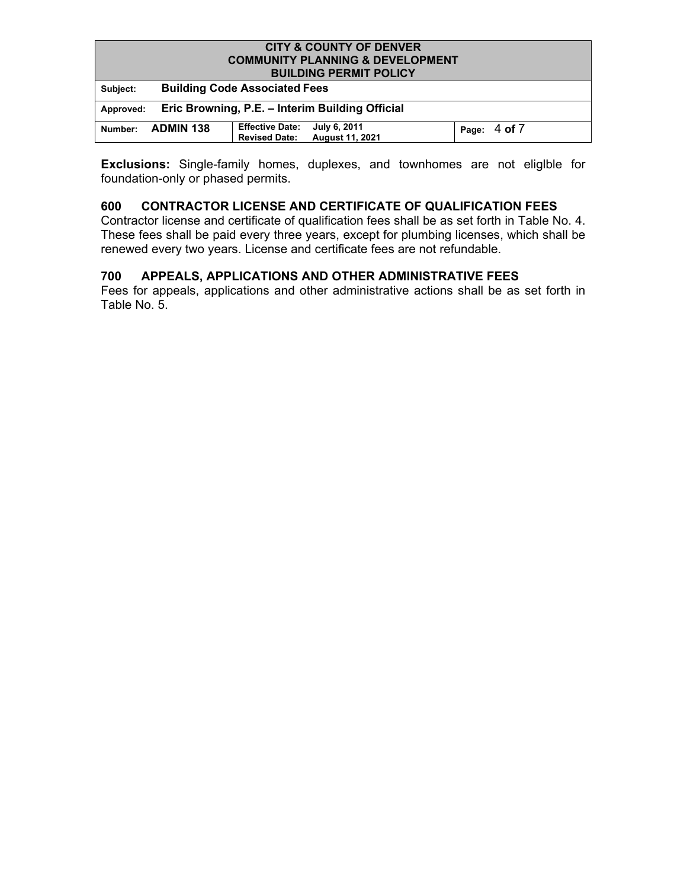**Exclusions:** Single-family homes, duplexes, and townhomes are not eliglble for foundation-only or phased permits.

## 600 CONTRACTOR LICENSE AND CERTIFICATE OF QUALIFICATION FEES

Contractor license and certificate of qualification fees shall be as set forth in Table No. 4. These fees shall be paid every three years, except for plumbing licenses, which shall be renewed every two years. License and certificate fees are not refundable.

## 700 APPEALS, APPLICATIONS AND OTHER ADMINISTRATIVE FEES

Fees for appeals, applications and other administrative actions shall be as set forth in Table No. 5.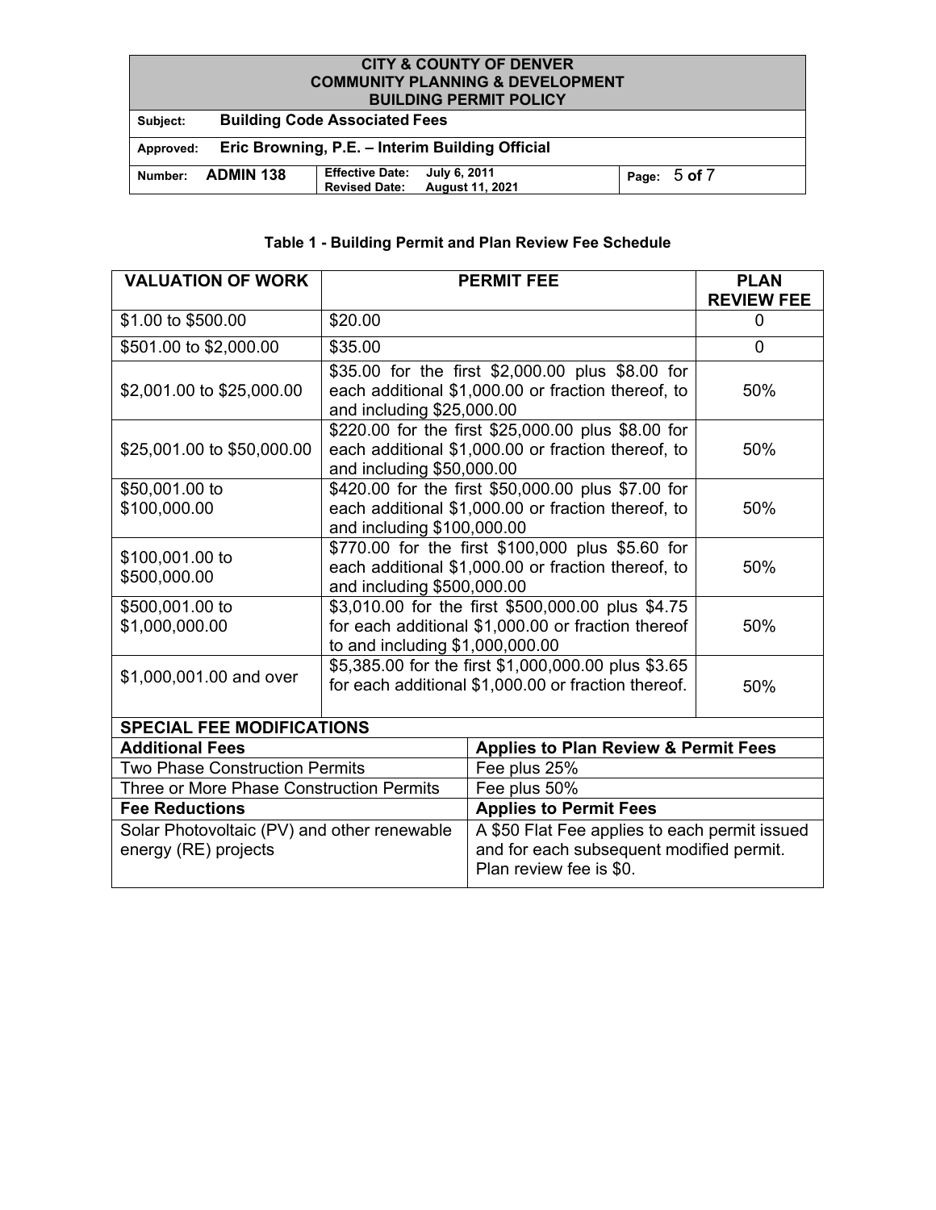**Table 1 - Building Permit and Plan Review Fee Schedule**

| VALUATION OF WORK | PERMIT FEE | PLAN REVIEW FEE |
|---|---|---|
| $1.00 to $500.00 | $20.00 | 0 |
| $501.00 to $2,000.00 | $35.00 | 0 |
| $2,001.00 to $25,000.00 | $35.00 for the first $2,000.00 plus $8.00 for each additional $1,000.00 or fraction thereof, to and including $25,000.00 | 50% |
| $25,001.00 to $50,000.00 | $220.00 for the first $25,000.00 plus $8.00 for each additional $1,000.00 or fraction thereof, to and including $50,000.00 | 50% |
| $50,001.00 to $100,000.00 | $420.00 for the first $50,000.00 plus $7.00 for each additional $1,000.00 or fraction thereof, to and including $100,000.00 | 50% |
| $100,001.00 to $500,000.00 | $770.00 for the first $100,000 plus $5.60 for each additional $1,000.00 or fraction thereof, to and including $500,000.00 | 50% |
| $500,001.00 to $1,000,000.00 | $3,010.00 for the first $500,000.00 plus $4.75 for each additional $1,000.00 or fraction thereof to and including $1,000,000.00 | 50% |
| $1,000,001.00 and over | $5,385.00 for the first $1,000,000.00 plus $3.65 for each additional $1,000.00 or fraction thereof. | 50% |

| SPECIAL FEE MODIFICATIONS | |
|---|---|
| **Additional Fees** | **Applies to Plan Review & Permit Fees** |
| Two Phase Construction Permits | Fee plus 25% |
| Three or More Phase Construction Permits | Fee plus 50% |
| **Fee Reductions** | **Applies to Permit Fees** |
| Solar Photovoltaic (PV) and other renewable energy (RE) projects | A $50 Flat Fee applies to each permit issued and for each subsequent modified permit. Plan review fee is $0. |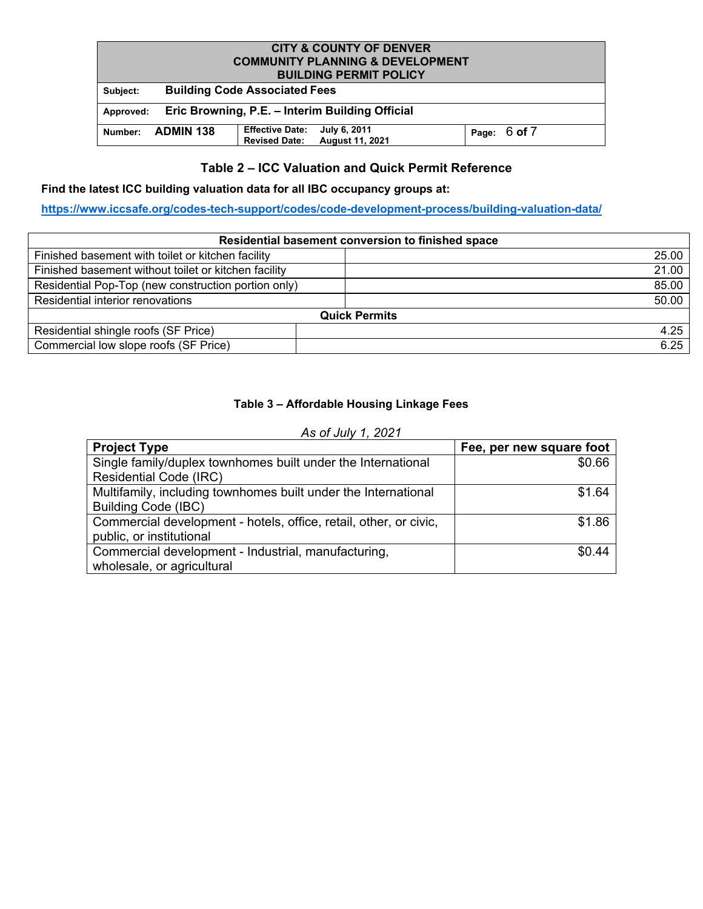## Table 2 – ICC Valuation and Quick Permit Reference

**Find the latest ICC building valuation data for all IBC occupancy groups at:**

**https://www.iccsafe.org/codes-tech-support/codes/code-development-process/building-valuation-data/**

| Residential basement conversion to finished space | |
|---|---|
| Finished basement with toilet or kitchen facility | 25.00 |
| Finished basement without toilet or kitchen facility | 21.00 |
| Residential Pop-Top (new construction portion only) | 85.00 |
| Residential interior renovations | 50.00 |
| **Quick Permits** | |
| Residential shingle roofs (SF Price) | 4.25 |
| Commercial low slope roofs (SF Price) | 6.25 |

### Table 3 – Affordable Housing Linkage Fees

*As of July 1, 2021*

| Project Type | Fee, per new square foot |
|---|---|
| Single family/duplex townhomes built under the International Residential Code (IRC) | $0.66 |
| Multifamily, including townhomes built under the International Building Code (IBC) | $1.64 |
| Commercial development - hotels, office, retail, other, or civic, public, or institutional | $1.86 |
| Commercial development - Industrial, manufacturing, wholesale, or agricultural | $0.44 |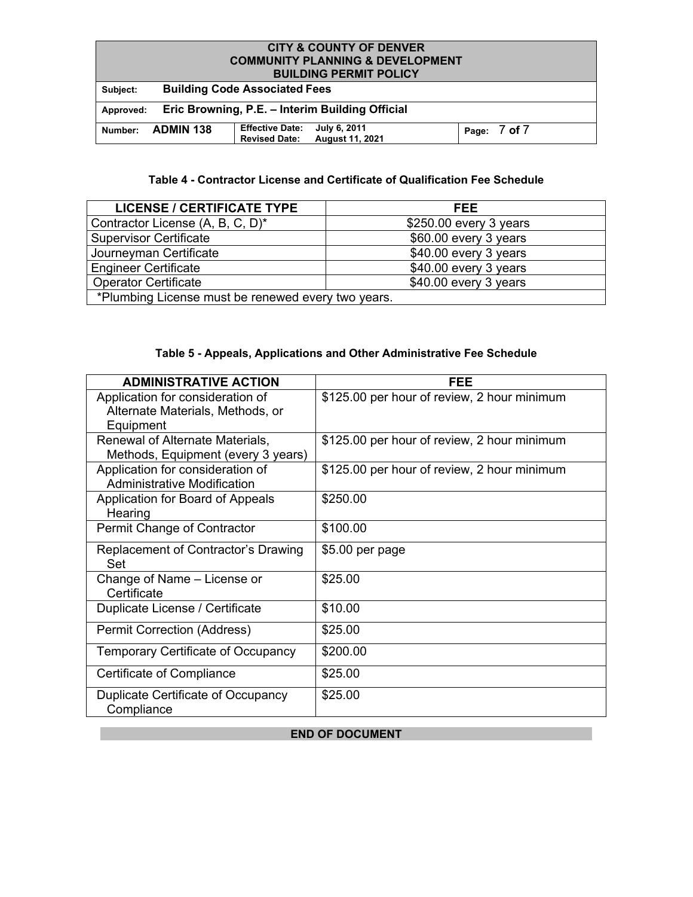### Table 4 - Contractor License and Certificate of Qualification Fee Schedule

| LICENSE / CERTIFICATE TYPE | FEE |
|---|---|
| Contractor License (A, B, C, D)* | $250.00 every 3 years |
| Supervisor Certificate | $60.00 every 3 years |
| Journeyman Certificate | $40.00 every 3 years |
| Engineer Certificate | $40.00 every 3 years |
| Operator Certificate | $40.00 every 3 years |
| *Plumbing License must be renewed every two years. | |

### Table 5 - Appeals, Applications and Other Administrative Fee Schedule

| ADMINISTRATIVE ACTION | FEE |
|---|---|
| Application for consideration of Alternate Materials, Methods, or Equipment | $125.00 per hour of review, 2 hour minimum |
| Renewal of Alternate Materials, Methods, Equipment (every 3 years) | $125.00 per hour of review, 2 hour minimum |
| Application for consideration of Administrative Modification | $125.00 per hour of review, 2 hour minimum |
| Application for Board of Appeals Hearing | $250.00 |
| Permit Change of Contractor | $100.00 |
| Replacement of Contractor's Drawing Set | $5.00 per page |
| Change of Name – License or Certificate | $25.00 |
| Duplicate License / Certificate | $10.00 |
| Permit Correction (Address) | $25.00 |
| Temporary Certificate of Occupancy | $200.00 |
| Certificate of Compliance | $25.00 |
| Duplicate Certificate of Occupancy Compliance | $25.00 |

**END OF DOCUMENT**